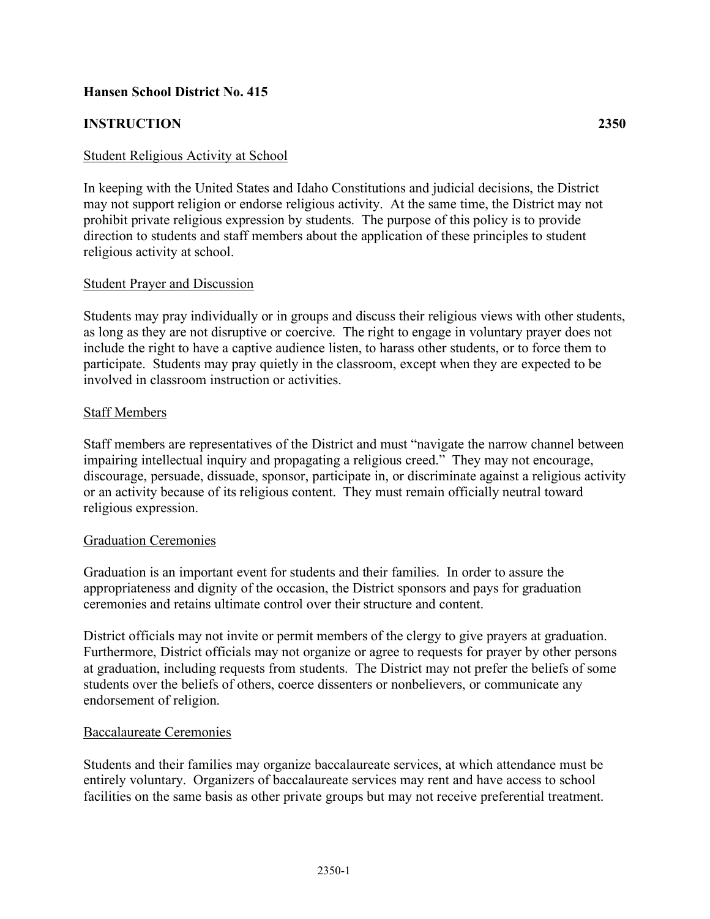**Hansen School District No. 415**

**INSTRUCTION** **2350**

Student Religious Activity at School

In keeping with the United States and Idaho Constitutions and judicial decisions, the District may not support religion or endorse religious activity. At the same time, the District may not prohibit private religious expression by students. The purpose of this policy is to provide direction to students and staff members about the application of these principles to student religious activity at school.

Student Prayer and Discussion

Students may pray individually or in groups and discuss their religious views with other students, as long as they are not disruptive or coercive. The right to engage in voluntary prayer does not include the right to have a captive audience listen, to harass other students, or to force them to participate. Students may pray quietly in the classroom, except when they are expected to be involved in classroom instruction or activities.

Staff Members

Staff members are representatives of the District and must "navigate the narrow channel between impairing intellectual inquiry and propagating a religious creed." They may not encourage, discourage, persuade, dissuade, sponsor, participate in, or discriminate against a religious activity or an activity because of its religious content. They must remain officially neutral toward religious expression.

Graduation Ceremonies

Graduation is an important event for students and their families. In order to assure the appropriateness and dignity of the occasion, the District sponsors and pays for graduation ceremonies and retains ultimate control over their structure and content.

District officials may not invite or permit members of the clergy to give prayers at graduation. Furthermore, District officials may not organize or agree to requests for prayer by other persons at graduation, including requests from students. The District may not prefer the beliefs of some students over the beliefs of others, coerce dissenters or nonbelievers, or communicate any endorsement of religion.

Baccalaureate Ceremonies

Students and their families may organize baccalaureate services, at which attendance must be entirely voluntary. Organizers of baccalaureate services may rent and have access to school facilities on the same basis as other private groups but may not receive preferential treatment.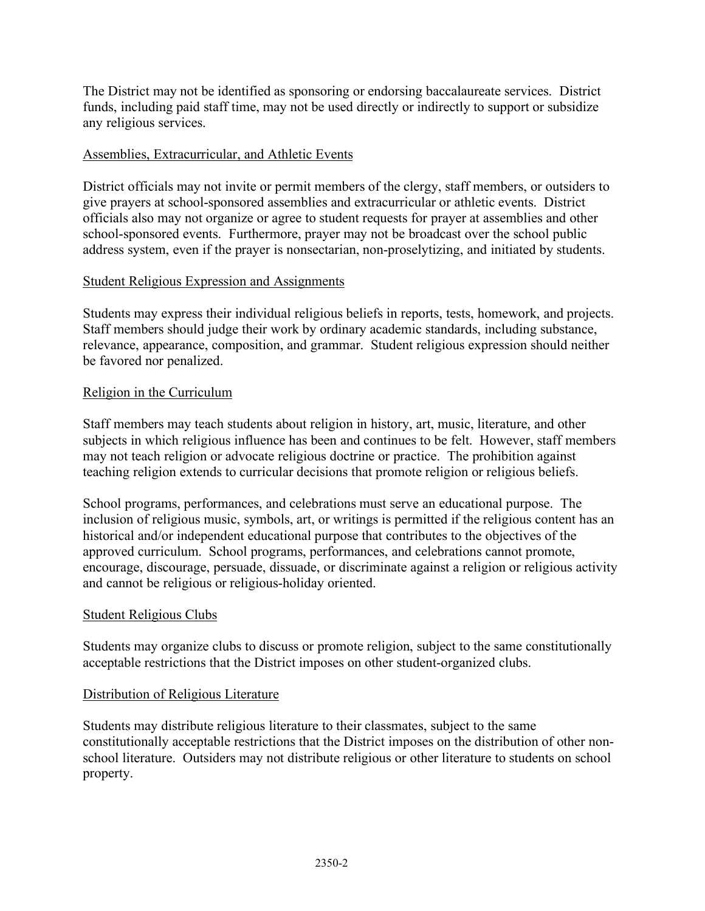The District may not be identified as sponsoring or endorsing baccalaureate services. District funds, including paid staff time, may not be used directly or indirectly to support or subsidize any religious services.

## Assemblies, Extracurricular, and Athletic Events

District officials may not invite or permit members of the clergy, staff members, or outsiders to give prayers at school-sponsored assemblies and extracurricular or athletic events. District officials also may not organize or agree to student requests for prayer at assemblies and other school-sponsored events. Furthermore, prayer may not be broadcast over the school public address system, even if the prayer is nonsectarian, non-proselytizing, and initiated by students.

## Student Religious Expression and Assignments

Students may express their individual religious beliefs in reports, tests, homework, and projects. Staff members should judge their work by ordinary academic standards, including substance, relevance, appearance, composition, and grammar. Student religious expression should neither be favored nor penalized.

## Religion in the Curriculum

Staff members may teach students about religion in history, art, music, literature, and other subjects in which religious influence has been and continues to be felt. However, staff members may not teach religion or advocate religious doctrine or practice. The prohibition against teaching religion extends to curricular decisions that promote religion or religious beliefs.

School programs, performances, and celebrations must serve an educational purpose. The inclusion of religious music, symbols, art, or writings is permitted if the religious content has an historical and/or independent educational purpose that contributes to the objectives of the approved curriculum. School programs, performances, and celebrations cannot promote, encourage, discourage, persuade, dissuade, or discriminate against a religion or religious activity and cannot be religious or religious-holiday oriented.

## Student Religious Clubs

Students may organize clubs to discuss or promote religion, subject to the same constitutionally acceptable restrictions that the District imposes on other student-organized clubs.

## Distribution of Religious Literature

Students may distribute religious literature to their classmates, subject to the same constitutionally acceptable restrictions that the District imposes on the distribution of other non-school literature. Outsiders may not distribute religious or other literature to students on school property.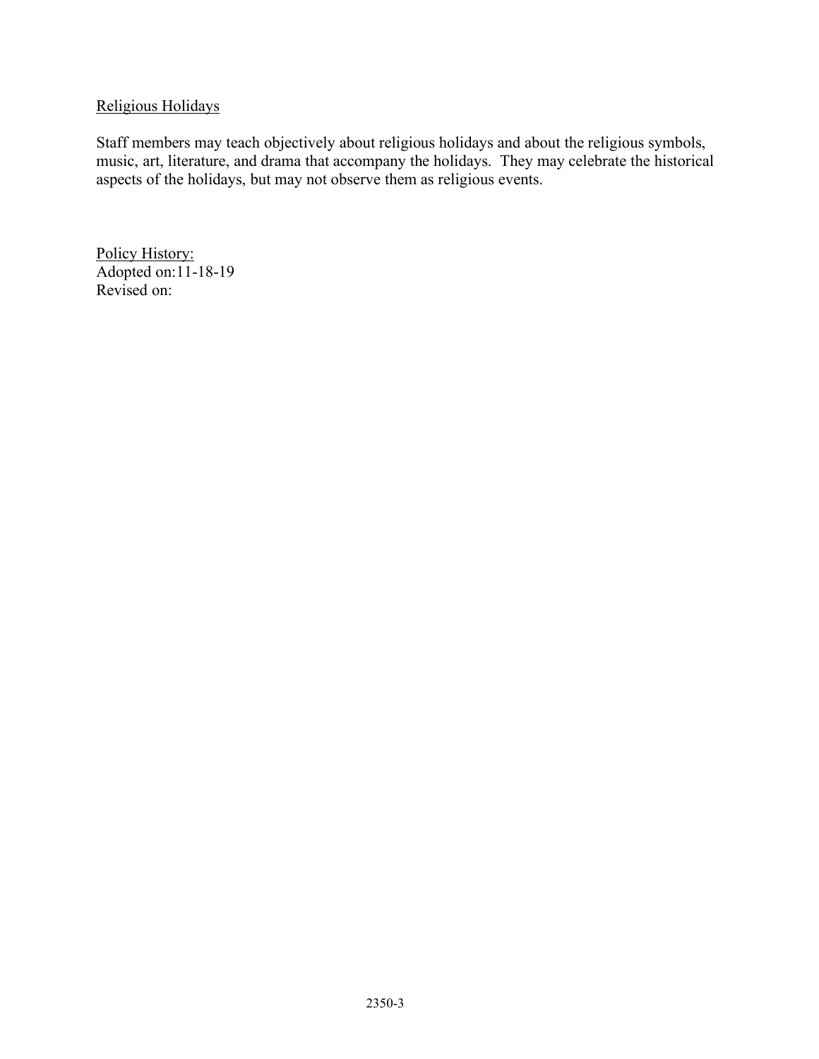## Religious Holidays

Staff members may teach objectively about religious holidays and about the religious symbols, music, art, literature, and drama that accompany the holidays. They may celebrate the historical aspects of the holidays, but may not observe them as religious events.

Policy History:
Adopted on:11-18-19
Revised on: